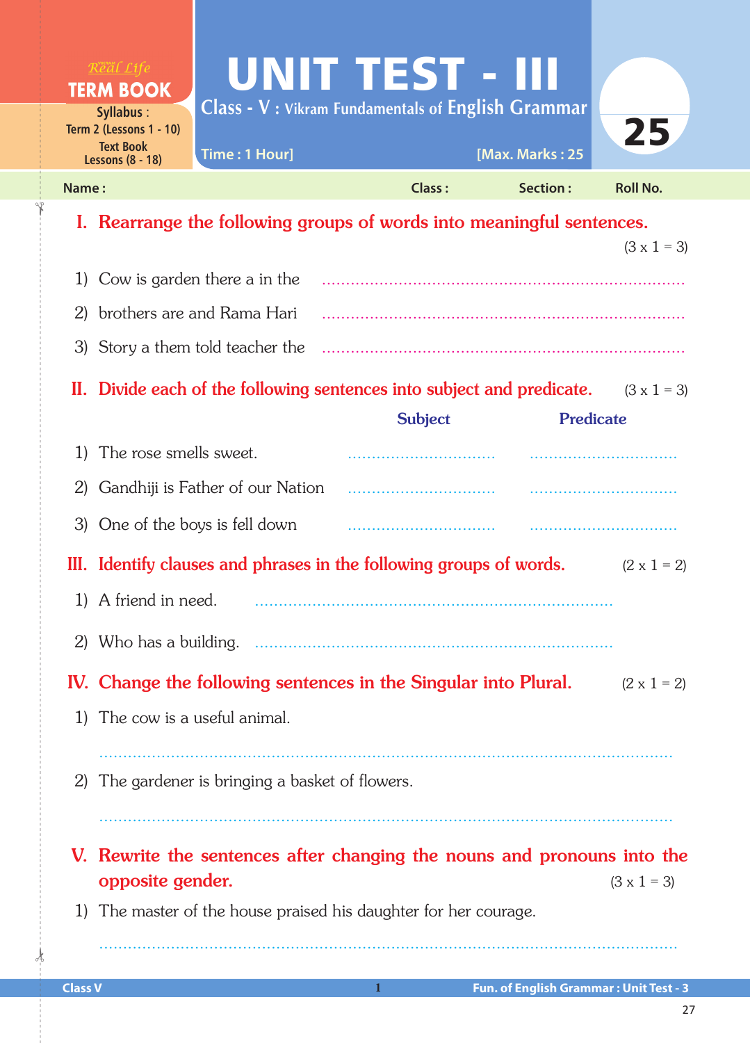Real Life
**TERM BOOK**

**Syllabus :**
Term 2 (Lessons 1 - 10)
Text Book
Lessons (8 - 18)

# UNIT TEST - III

**Class - V : Vikram Fundamentals of English Grammar**

Time : 1 Hour] [Max. Marks : 25

25

Name : Class : Section : Roll No.

## I. Rearrange the following groups of words into meaningful sentences.

(3 x 1 = 3)

1) Cow is garden there a in the ..........................................................................

2) brothers are and Rama Hari ..........................................................................

3) Story a them told teacher the ..........................................................................

## II. Divide each of the following sentences into subject and predicate. (3 x 1 = 3)

| | Subject | Predicate |
|---|---|---|
| 1) The rose smells sweet. | ................................ | ................................ |
| 2) Gandhiji is Father of our Nation | ................................ | ................................ |
| 3) One of the boys is fell down | ................................ | ................................ |

## III. Identify clauses and phrases in the following groups of words. (2 x 1 = 2)

1) A friend in need. ..........................................................................

2) Who has a building. ..........................................................................

## IV. Change the following sentences in the Singular into Plural. (2 x 1 = 2)

1) The cow is a useful animal.

..........................................................................................................................

2) The gardener is bringing a basket of flowers.

..........................................................................................................................

## V. Rewrite the sentences after changing the nouns and pronouns into the opposite gender.

(3 x 1 = 3)

1) The master of the house praised his daughter for her courage.

..........................................................................................................................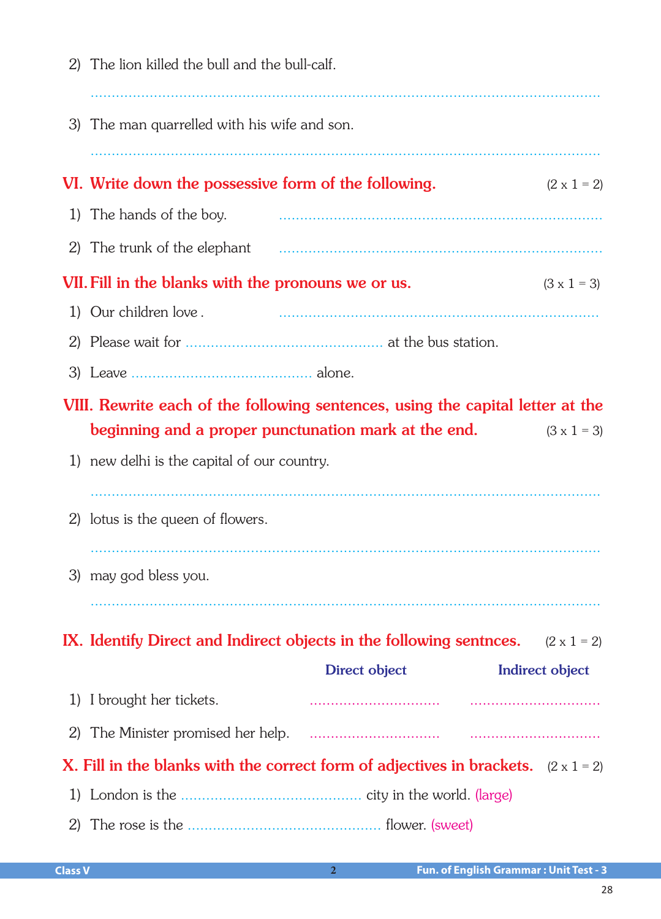2) The lion killed the bull and the bull-calf.

.......................................................................................................................

3) The man quarrelled with his wife and son.

.......................................................................................................................

## VI. Write down the possessive form of the following. (2 x 1 = 2)

1) The hands of the boy. ..............................................................................

2) The trunk of the elephant ..............................................................................

## VII. Fill in the blanks with the pronouns we or us. (3 x 1 = 3)

1) Our children love . ..............................................................................

2) Please wait for .................................................. at the bus station.

3) Leave .............................................. alone.

## VIII. Rewrite each of the following sentences, using the capital letter at the beginning and a proper punctuation mark at the end. (3 x 1 = 3)

1) new delhi is the capital of our country.

.......................................................................................................................

2) lotus is the queen of flowers.

.......................................................................................................................

3) may god bless you.

.......................................................................................................................

## IX. Identify Direct and Indirect objects in the following sentnces. (2 x 1 = 2)

| | Direct object | Indirect object |
|---|---|---|
| 1) I brought her tickets. | ................................ | ................................ |
| 2) The Minister promised her help. | ................................ | ................................ |

## X. Fill in the blanks with the correct form of adjectives in brackets. (2 x 1 = 2)

1) London is the .............................................. city in the world. (large)

2) The rose is the ................................................ flower. (sweet)